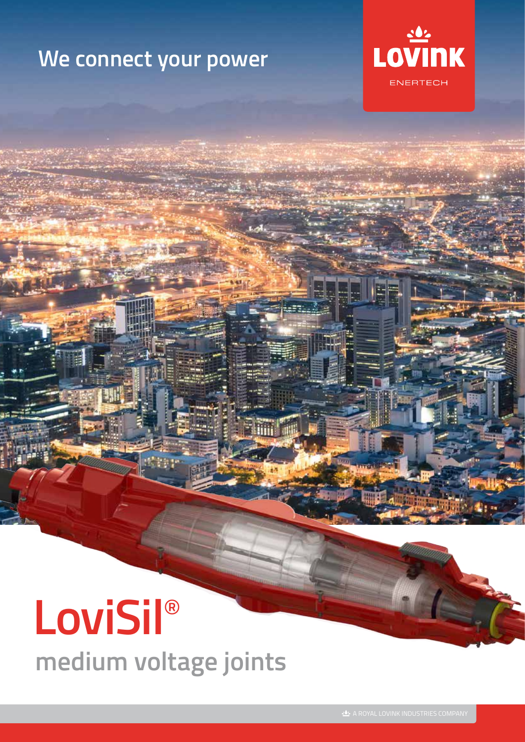We connect your power

LOVINK
ENERTECH

# LoviSil®

## medium voltage joints

A ROYAL LOVINK INDUSTRIES COMPANY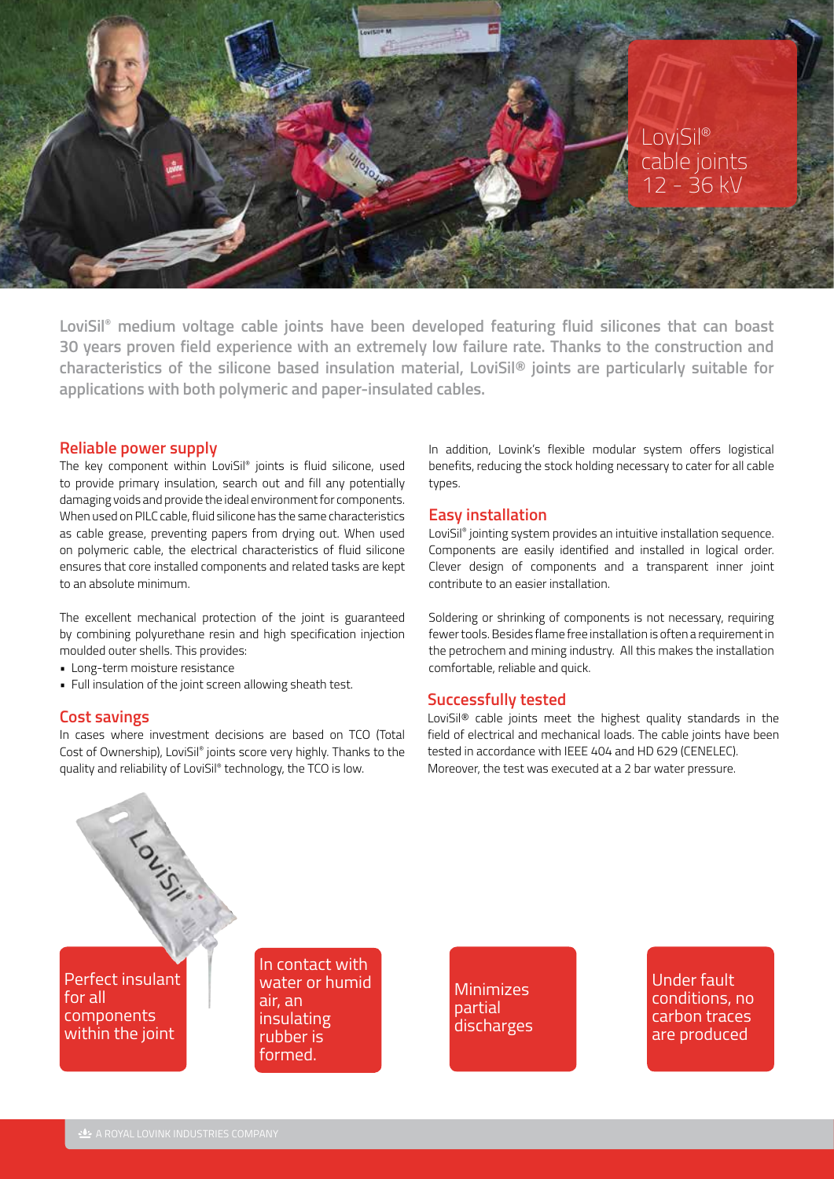# LoviSil® cable joints 12 - 36 kV

**LoviSil® medium voltage cable joints have been developed featuring fluid silicones that can boast 30 years proven field experience with an extremely low failure rate. Thanks to the construction and characteristics of the silicone based insulation material, LoviSil® joints are particularly suitable for applications with both polymeric and paper-insulated cables.**

## Reliable power supply

The key component within LoviSil® joints is fluid silicone, used to provide primary insulation, search out and fill any potentially damaging voids and provide the ideal environment for components. When used on PILC cable, fluid silicone has the same characteristics as cable grease, preventing papers from drying out. When used on polymeric cable, the electrical characteristics of fluid silicone ensures that core installed components and related tasks are kept to an absolute minimum.

The excellent mechanical protection of the joint is guaranteed by combining polyurethane resin and high specification injection moulded outer shells. This provides:

- Long-term moisture resistance
- Full insulation of the joint screen allowing sheath test.

## Cost savings

In cases where investment decisions are based on TCO (Total Cost of Ownership), LoviSil® joints score very highly. Thanks to the quality and reliability of LoviSil® technology, the TCO is low.

In addition, Lovink's flexible modular system offers logistical benefits, reducing the stock holding necessary to cater for all cable types.

## Easy installation

LoviSil® jointing system provides an intuitive installation sequence. Components are easily identified and installed in logical order. Clever design of components and a transparent inner joint contribute to an easier installation.

Soldering or shrinking of components is not necessary, requiring fewer tools. Besides flame free installation is often a requirement in the petrochem and mining industry. All this makes the installation comfortable, reliable and quick.

## Successfully tested

LoviSil® cable joints meet the highest quality standards in the field of electrical and mechanical loads. The cable joints have been tested in accordance with IEEE 404 and HD 629 (CENELEC). Moreover, the test was executed at a 2 bar water pressure.

Perfect insulant for all components within the joint

In contact with water or humid air, an insulating rubber is formed.

Minimizes partial discharges

Under fault conditions, no carbon traces are produced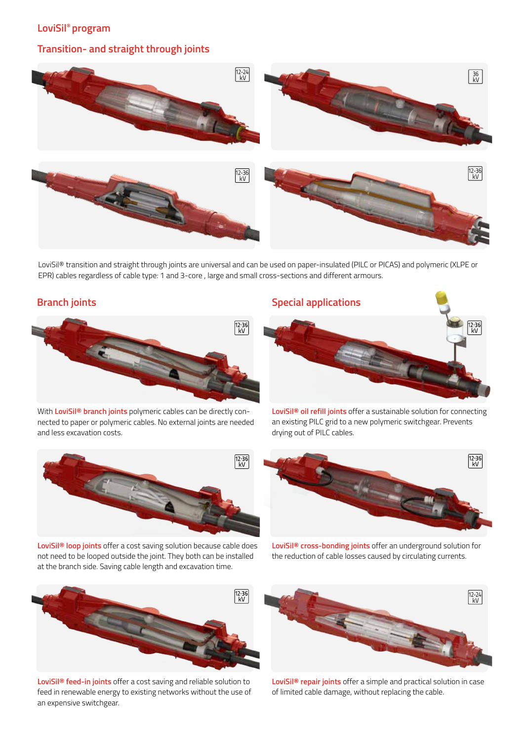# LoviSil® program

## Transition- and straight through joints

LoviSil® transition and straight through joints are universal and can be used on paper-insulated (PILC or PICAS) and polymeric (XLPE or EPR) cables regardless of cable type: 1 and 3-core , large and small cross-sections and different armours.

## Branch joints

With **LoviSil® branch joints** polymeric cables can be directly connected to paper or polymeric cables. No external joints are needed and less excavation costs.

**LoviSil® loop joints** offer a cost saving solution because cable does not need to be looped outside the joint. They both can be installed at the branch side. Saving cable length and excavation time.

**LoviSil® feed-in joints** offer a cost saving and reliable solution to feed in renewable energy to existing networks without the use of an expensive switchgear.

## Special applications

**LoviSil® oil refill joints** offer a sustainable solution for connecting an existing PILC grid to a new polymeric switchgear. Prevents drying out of PILC cables.

**LoviSil® cross-bonding joints** offer an underground solution for the reduction of cable losses caused by circulating currents.

**LoviSil® repair joints** offer a simple and practical solution in case of limited cable damage, without replacing the cable.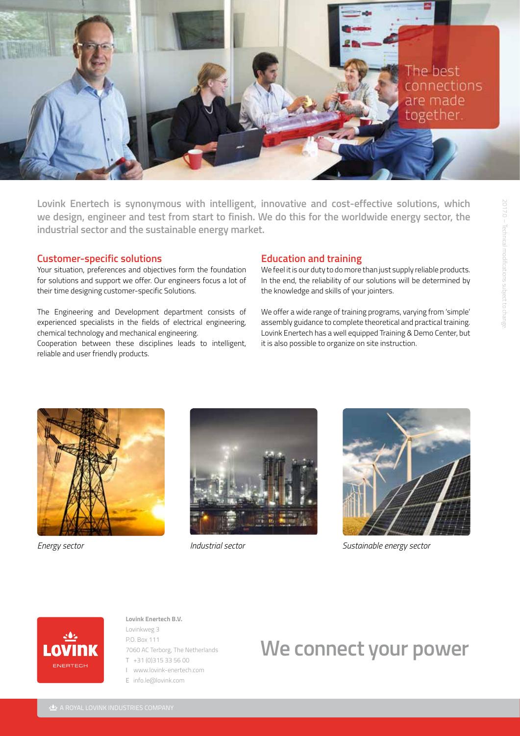The best connections are made together.

**Lovink Enertech is synonymous with intelligent, innovative and cost-effective solutions, which we design, engineer and test from start to finish. We do this for the worldwide energy sector, the industrial sector and the sustainable energy market.**

## Customer-specific solutions

Your situation, preferences and objectives form the foundation for solutions and support we offer. Our engineers focus a lot of their time designing customer-specific Solutions.

The Engineering and Development department consists of experienced specialists in the fields of electrical engineering, chemical technology and mechanical engineering.
Cooperation between these disciplines leads to intelligent, reliable and user friendly products.

## Education and training

We feel it is our duty to do more than just supply reliable products. In the end, the reliability of our solutions will be determined by the knowledge and skills of your jointers.

We offer a wide range of training programs, varying from 'simple' assembly guidance to complete theoretical and practical training. Lovink Enertech has a well equipped Training & Demo Center, but it is also possible to organize on site instruction.

*Energy sector*

*Industrial sector*

*Sustainable energy sector*

**Lovink Enertech B.V.**
Lovinkweg 3
P.O. Box 111
7060 AC Terborg, The Netherlands
T +31 (0)315 33 56 00
I www.lovink-enertech.com
E info.le@lovink.com

# We connect your power

A ROYAL LOVINK INDUSTRIES COMPANY

2017.0 – Technical modifications subject to change.